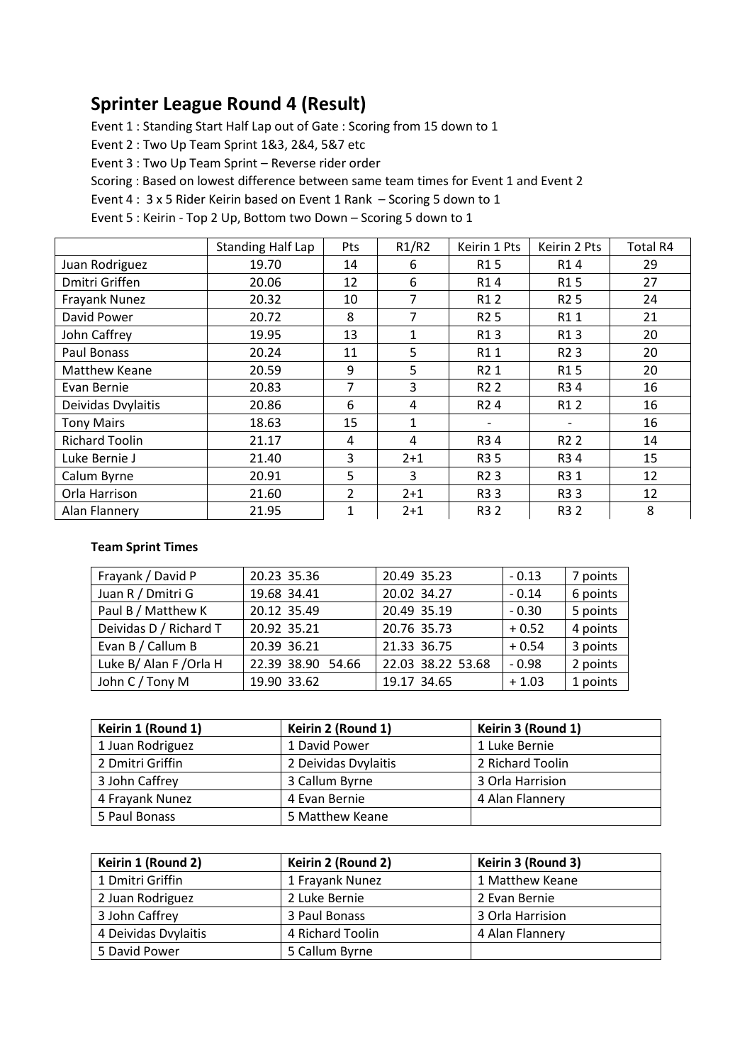# Sprinter League Round 4 (Result)

Event 1 : Standing Start Half Lap out of Gate : Scoring from 15 down to 1

Event 2 : Two Up Team Sprint 1&3, 2&4, 5&7 etc

Event 3 : Two Up Team Sprint – Reverse rider order

Scoring : Based on lowest difference between same team times for Event 1 and Event 2

Event 4 : 3 x 5 Rider Keirin based on Event 1 Rank – Scoring 5 down to 1

Event 5 : Keirin - Top 2 Up, Bottom two Down – Scoring 5 down to 1

| | Standing Half Lap | Pts | R1/R2 | Keirin 1 Pts | Keirin 2 Pts | Total R4 |
|---|---|---|---|---|---|---|
| Juan Rodriguez | 19.70 | 14 | 6 | R1 5 | R1 4 | 29 |
| Dmitri Griffen | 20.06 | 12 | 6 | R1 4 | R1 5 | 27 |
| Frayank Nunez | 20.32 | 10 | 7 | R1 2 | R2 5 | 24 |
| David Power | 20.72 | 8 | 7 | R2 5 | R1 1 | 21 |
| John Caffrey | 19.95 | 13 | 1 | R1 3 | R1 3 | 20 |
| Paul Bonass | 20.24 | 11 | 5 | R1 1 | R2 3 | 20 |
| Matthew Keane | 20.59 | 9 | 5 | R2 1 | R1 5 | 20 |
| Evan Bernie | 20.83 | 7 | 3 | R2 2 | R3 4 | 16 |
| Deividas Dvylaitis | 20.86 | 6 | 4 | R2 4 | R1 2 | 16 |
| Tony Mairs | 18.63 | 15 | 1 | - | - | 16 |
| Richard Toolin | 21.17 | 4 | 4 | R3 4 | R2 2 | 14 |
| Luke Bernie J | 21.40 | 3 | 2+1 | R3 5 | R3 4 | 15 |
| Calum Byrne | 20.91 | 5 | 3 | R2 3 | R3 1 | 12 |
| Orla Harrison | 21.60 | 2 | 2+1 | R3 3 | R3 3 | 12 |
| Alan Flannery | 21.95 | 1 | 2+1 | R3 2 | R3 2 | 8 |

**Team Sprint Times**

| | | | | |
|---|---|---|---|---|
| Frayank / David P | 20.23 35.36 | 20.49 35.23 | - 0.13 | 7 points |
| Juan R / Dmitri G | 19.68 34.41 | 20.02 34.27 | - 0.14 | 6 points |
| Paul B / Matthew K | 20.12 35.49 | 20.49 35.19 | - 0.30 | 5 points |
| Deividas D / Richard T | 20.92 35.21 | 20.76 35.73 | + 0.52 | 4 points |
| Evan B / Callum B | 20.39 36.21 | 21.33 36.75 | + 0.54 | 3 points |
| Luke B/ Alan F /Orla H | 22.39 38.90 54.66 | 22.03 38.22 53.68 | - 0.98 | 2 points |
| John C / Tony M | 19.90 33.62 | 19.17 34.65 | + 1.03 | 1 points |

| Keirin 1 (Round 1) | Keirin 2 (Round 1) | Keirin 3 (Round 1) |
|---|---|---|
| 1 Juan Rodriguez | 1 David Power | 1 Luke Bernie |
| 2 Dmitri Griffin | 2 Deividas Dvylaitis | 2 Richard Toolin |
| 3 John Caffrey | 3 Callum Byrne | 3 Orla Harrision |
| 4 Frayank Nunez | 4 Evan Bernie | 4 Alan Flannery |
| 5 Paul Bonass | 5 Matthew Keane | |

| Keirin 1 (Round 2) | Keirin 2 (Round 2) | Keirin 3 (Round 3) |
|---|---|---|
| 1 Dmitri Griffin | 1 Frayank Nunez | 1 Matthew Keane |
| 2 Juan Rodriguez | 2 Luke Bernie | 2 Evan Bernie |
| 3 John Caffrey | 3 Paul Bonass | 3 Orla Harrision |
| 4 Deividas Dvylaitis | 4 Richard Toolin | 4 Alan Flannery |
| 5 David Power | 5 Callum Byrne | |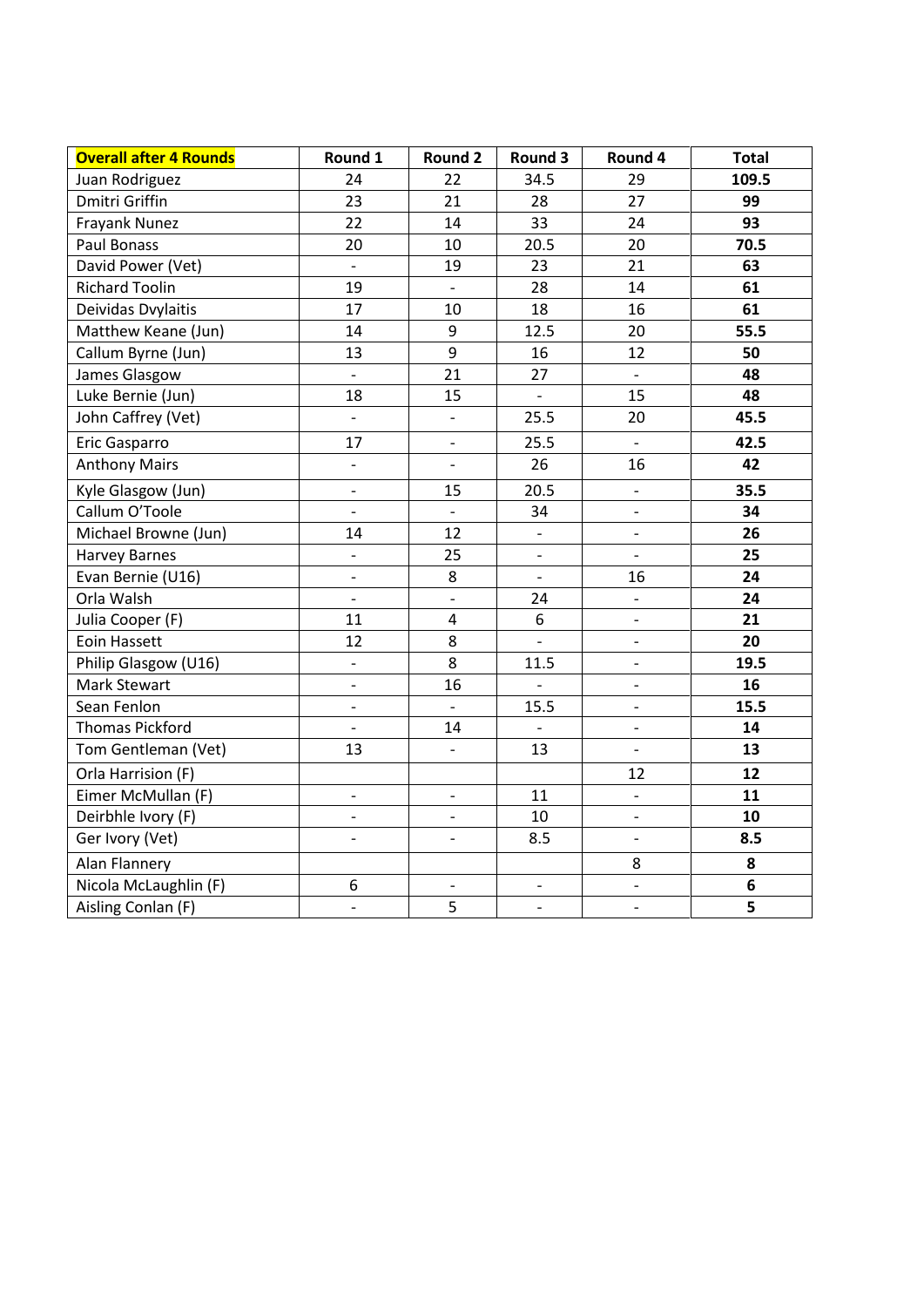| **Overall after 4 Rounds** | **Round 1** | **Round 2** | **Round 3** | **Round 4** | **Total** |
|---|---|---|---|---|---|
| Juan Rodriguez | 24 | 22 | 34.5 | 29 | **109.5** |
| Dmitri Griffin | 23 | 21 | 28 | 27 | **99** |
| Frayank Nunez | 22 | 14 | 33 | 24 | **93** |
| Paul Bonass | 20 | 10 | 20.5 | 20 | **70.5** |
| David Power (Vet) | - | 19 | 23 | 21 | **63** |
| Richard Toolin | 19 | - | 28 | 14 | **61** |
| Deividas Dvylaitis | 17 | 10 | 18 | 16 | **61** |
| Matthew Keane (Jun) | 14 | 9 | 12.5 | 20 | **55.5** |
| Callum Byrne (Jun) | 13 | 9 | 16 | 12 | **50** |
| James Glasgow | - | 21 | 27 | - | **48** |
| Luke Bernie (Jun) | 18 | 15 | - | 15 | **48** |
| John Caffrey (Vet) | - | - | 25.5 | 20 | **45.5** |
| Eric Gasparro | 17 | - | 25.5 | - | **42.5** |
| Anthony Mairs | - | - | 26 | 16 | **42** |
| Kyle Glasgow (Jun) | - | 15 | 20.5 | - | **35.5** |
| Callum O'Toole | - | - | 34 | - | **34** |
| Michael Browne (Jun) | 14 | 12 | - | - | **26** |
| Harvey Barnes | - | 25 | - | - | **25** |
| Evan Bernie (U16) | - | 8 | - | 16 | **24** |
| Orla Walsh | - | - | 24 | - | **24** |
| Julia Cooper (F) | 11 | 4 | 6 | - | **21** |
| Eoin Hassett | 12 | 8 | - | - | **20** |
| Philip Glasgow (U16) | - | 8 | 11.5 | - | **19.5** |
| Mark Stewart | - | 16 | - | - | **16** |
| Sean Fenlon | - | - | 15.5 | - | **15.5** |
| Thomas Pickford | - | 14 | - | - | **14** |
| Tom Gentleman (Vet) | 13 | - | 13 | - | **13** |
| Orla Harrision (F) | | | | 12 | **12** |
| Eimer McMullan (F) | - | - | 11 | - | **11** |
| Deirbhle Ivory (F) | - | - | 10 | - | **10** |
| Ger Ivory (Vet) | - | - | 8.5 | - | **8.5** |
| Alan Flannery | | | | 8 | **8** |
| Nicola McLaughlin (F) | 6 | - | - | - | **6** |
| Aisling Conlan (F) | - | 5 | - | - | **5** |